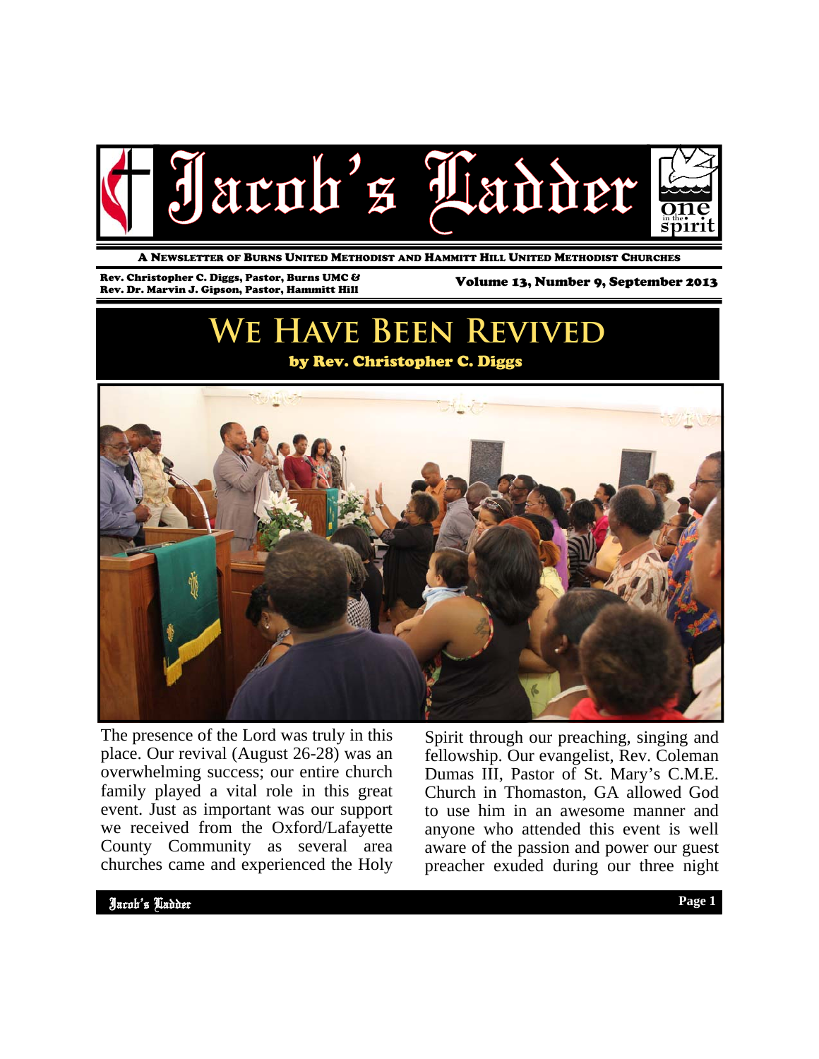# Jacob's Ladder

A Newsletter of Burns United Methodist and Hammitt Hill United Methodist Churches

Rev. Christopher C. Diggs, Pastor, Burns UMC &
Rev. Dr. Marvin J. Gipson, Pastor, Hammitt Hill

Volume 13, Number 9, September 2013

## We Have Been Revived

**by Rev. Christopher C. Diggs**

The presence of the Lord was truly in this place. Our revival (August 26-28) was an overwhelming success; our entire church family played a vital role in this great event. Just as important was our support we received from the Oxford/Lafayette County Community as several area churches came and experienced the Holy Spirit through our preaching, singing and fellowship. Our evangelist, Rev. Coleman Dumas III, Pastor of St. Mary's C.M.E. Church in Thomaston, GA allowed God to use him in an awesome manner and anyone who attended this event is well aware of the passion and power our guest preacher exuded during our three night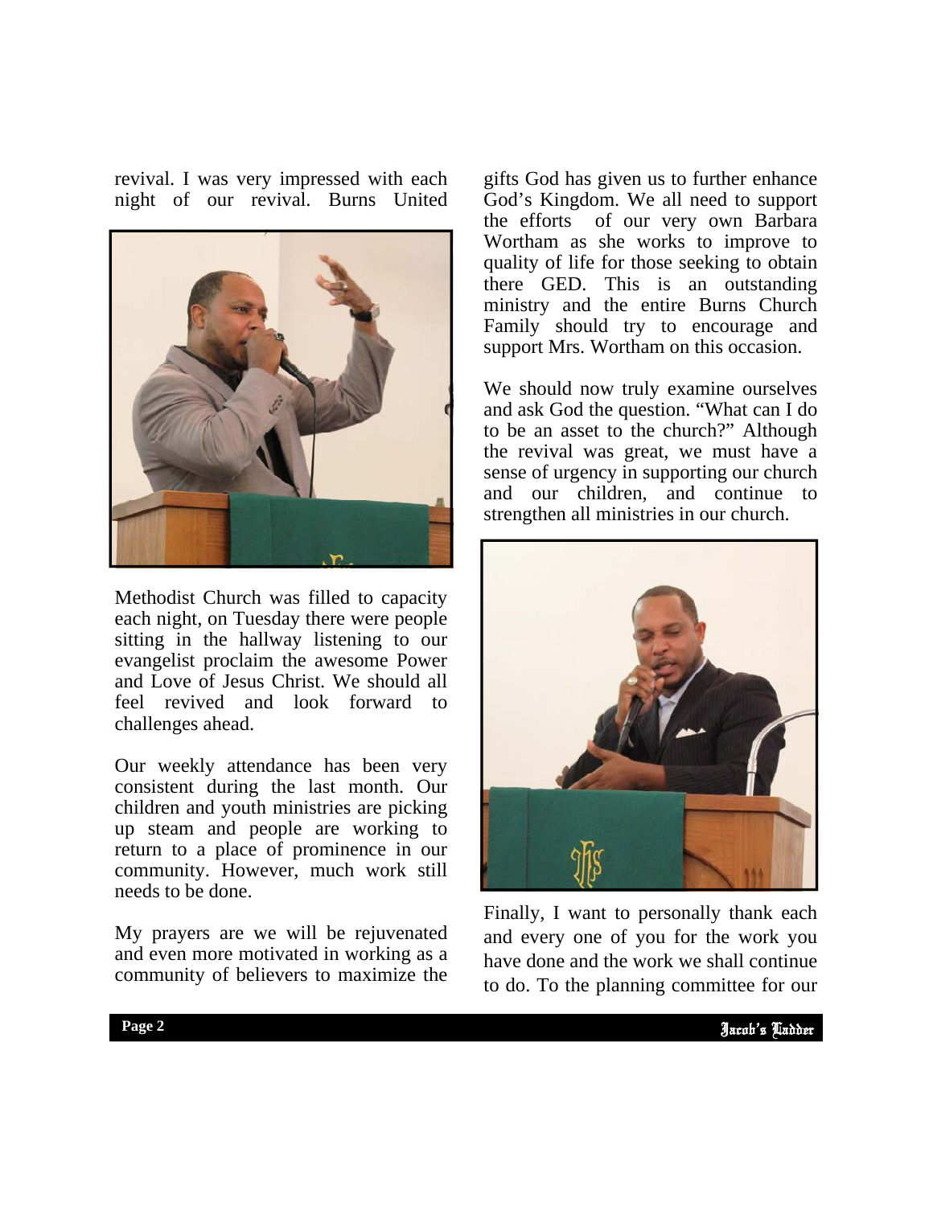revival. I was very impressed with each night of our revival. Burns United Methodist Church was filled to capacity each night, on Tuesday there were people sitting in the hallway listening to our evangelist proclaim the awesome Power and Love of Jesus Christ. We should all feel revived and look forward to challenges ahead.

Our weekly attendance has been very consistent during the last month. Our children and youth ministries are picking up steam and people are working to return to a place of prominence in our community. However, much work still needs to be done.

My prayers are we will be rejuvenated and even more motivated in working as a community of believers to maximize the gifts God has given us to further enhance God's Kingdom. We all need to support the efforts of our very own Barbara Wortham as she works to improve to quality of life for those seeking to obtain there GED. This is an outstanding ministry and the entire Burns Church Family should try to encourage and support Mrs. Wortham on this occasion.

We should now truly examine ourselves and ask God the question. "What can I do to be an asset to the church?" Although the revival was great, we must have a sense of urgency in supporting our church and our children, and continue to strengthen all ministries in our church.

Finally, I want to personally thank each and every one of you for the work you have done and the work we shall continue to do. To the planning committee for our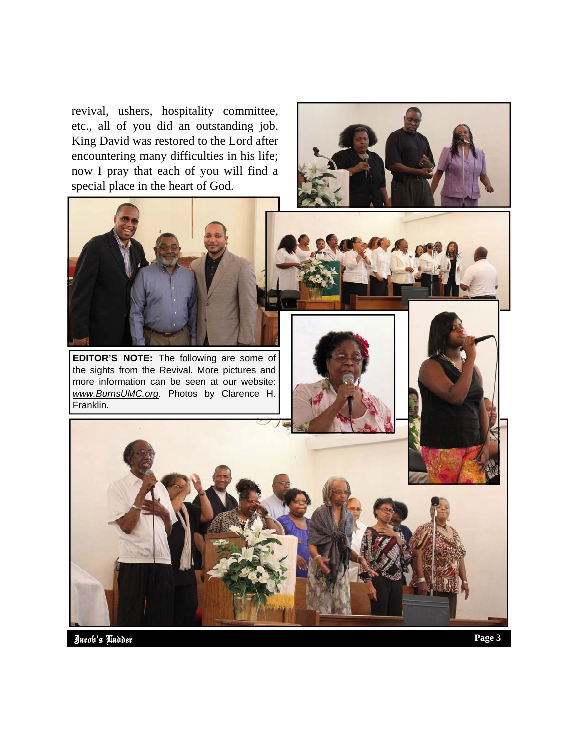revival, ushers, hospitality committee, etc., all of you did an outstanding job. King David was restored to the Lord after encountering many difficulties in his life; now I pray that each of you will find a special place in the heart of God.

**EDITOR'S NOTE:** The following are some of the sights from the Revival. More pictures and more information can be seen at our website: *www.BurnsUMC.org*. Photos by Clarence H. Franklin.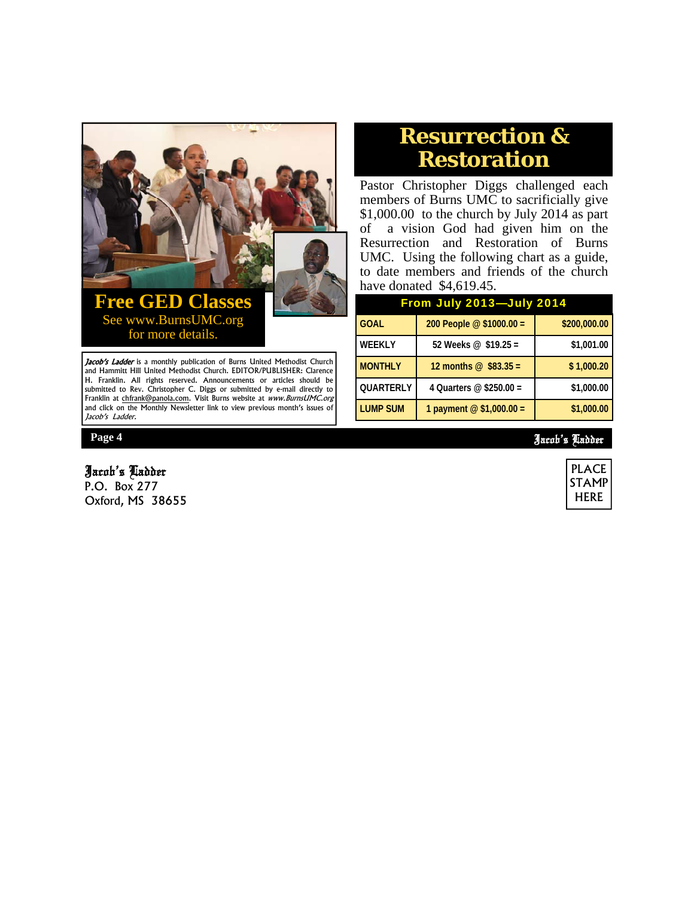## Free GED Classes

See www.BurnsUMC.org for more details.

*Jacob's Ladder* is a monthly publication of Burns United Methodist Church and Hammitt Hill United Methodist Church. EDITOR/PUBLISHER: Clarence H. Franklin. All rights reserved. Announcements or articles should be submitted to Rev. Christopher C. Diggs or submitted by e-mail directly to Franklin at chfrank@panola.com. Visit Burns website at *www.BurnsUMC.org* and click on the Monthly Newsletter link to view previous month's issues of *Jacob's Ladder.*

# Resurrection & Restoration

Pastor Christopher Diggs challenged each members of Burns UMC to sacrificially give $1,000.00 to the church by July 2014 as part of a vision God had given him on the Resurrection and Restoration of Burns UMC. Using the following chart as a guide, to date members and friends of the church have donated $4,619.45.

| From July 2013—July 2014 | | |
|---|---|---|
| GOAL | 200 People @ $1000.00 = | $200,000.00 |
| WEEKLY | 52 Weeks @ $19.25 = | $1,001.00 |
| MONTHLY | 12 months @ $83.35 = | $ 1,000.20 |
| QUARTERLY | 4 Quarters @ $250.00 = | $1,000.00 |
| LUMP SUM | 1 payment @ $1,000.00 = | $1,000.00 |

Jacob's Ladder
P.O. Box 277
Oxford, MS 38655

PLACE STAMP HERE